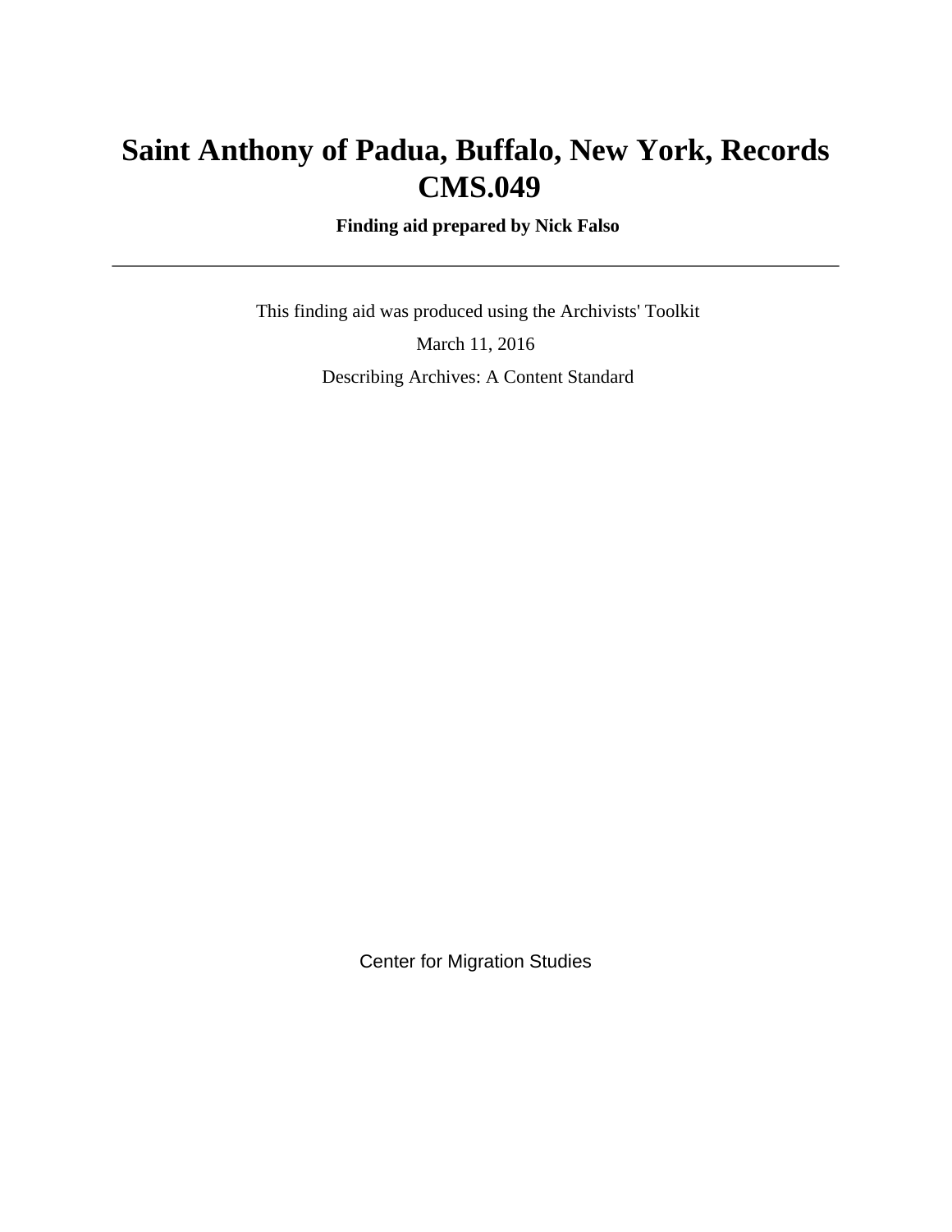# Saint Anthony of Padua, Buffalo, New York, Records CMS.049

**Finding aid prepared by Nick Falso**

---

This finding aid was produced using the Archivists' Toolkit

March 11, 2016

Describing Archives: A Content Standard

Center for Migration Studies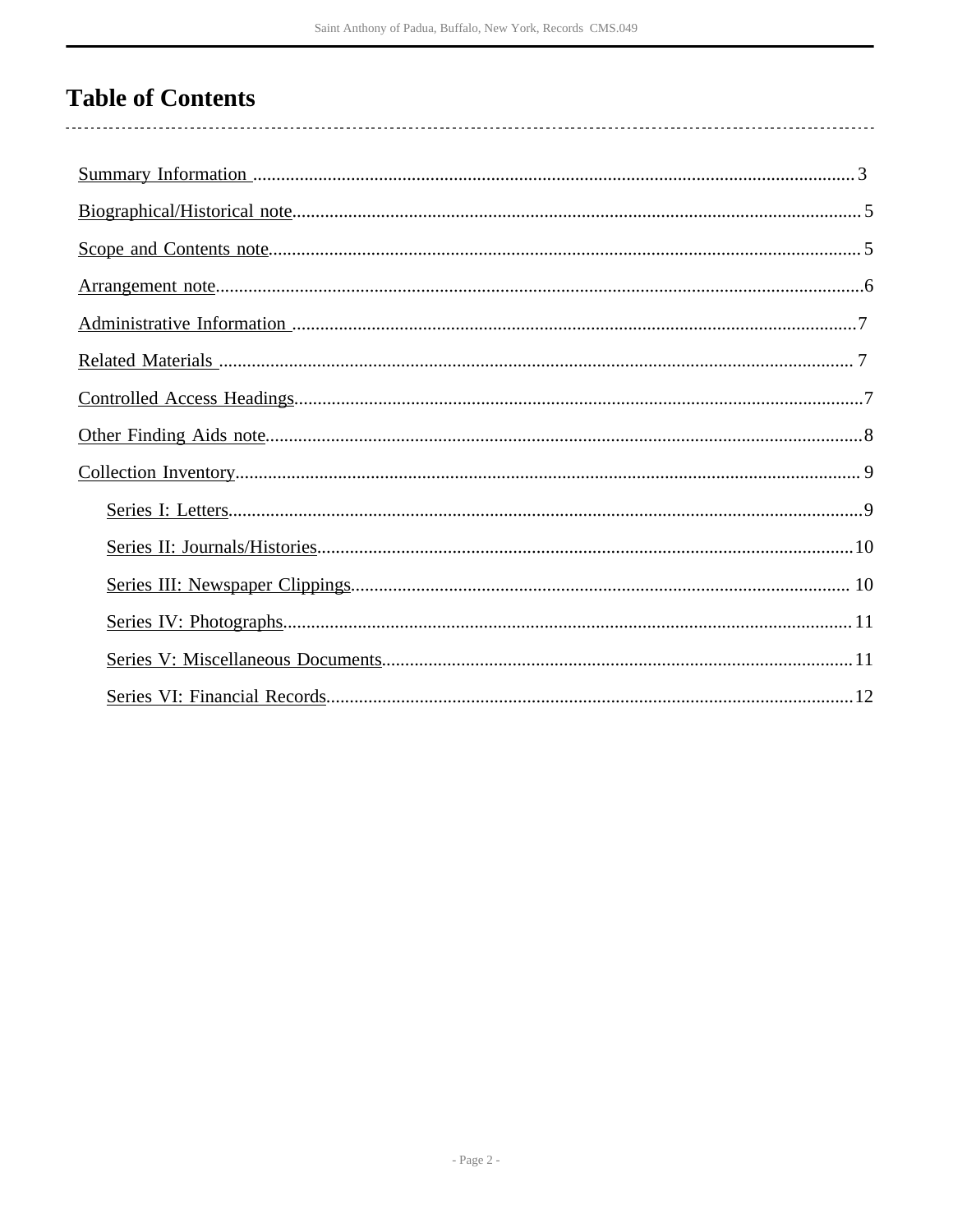# Table of Contents

- Summary Information ................................ 3
- Biographical/Historical note ................................ 5
- Scope and Contents note ................................ 5
- Arrangement note ................................ 6
- Administrative Information ................................ 7
- Related Materials ................................ 7
- Controlled Access Headings ................................ 7
- Other Finding Aids note ................................ 8
- Collection Inventory ................................ 9
    - Series I: Letters ................................ 9
    - Series II: Journals/Histories ................................ 10
    - Series III: Newspaper Clippings ................................ 10
    - Series IV: Photographs ................................ 11
    - Series V: Miscellaneous Documents ................................ 11
    - Series VI: Financial Records ................................ 12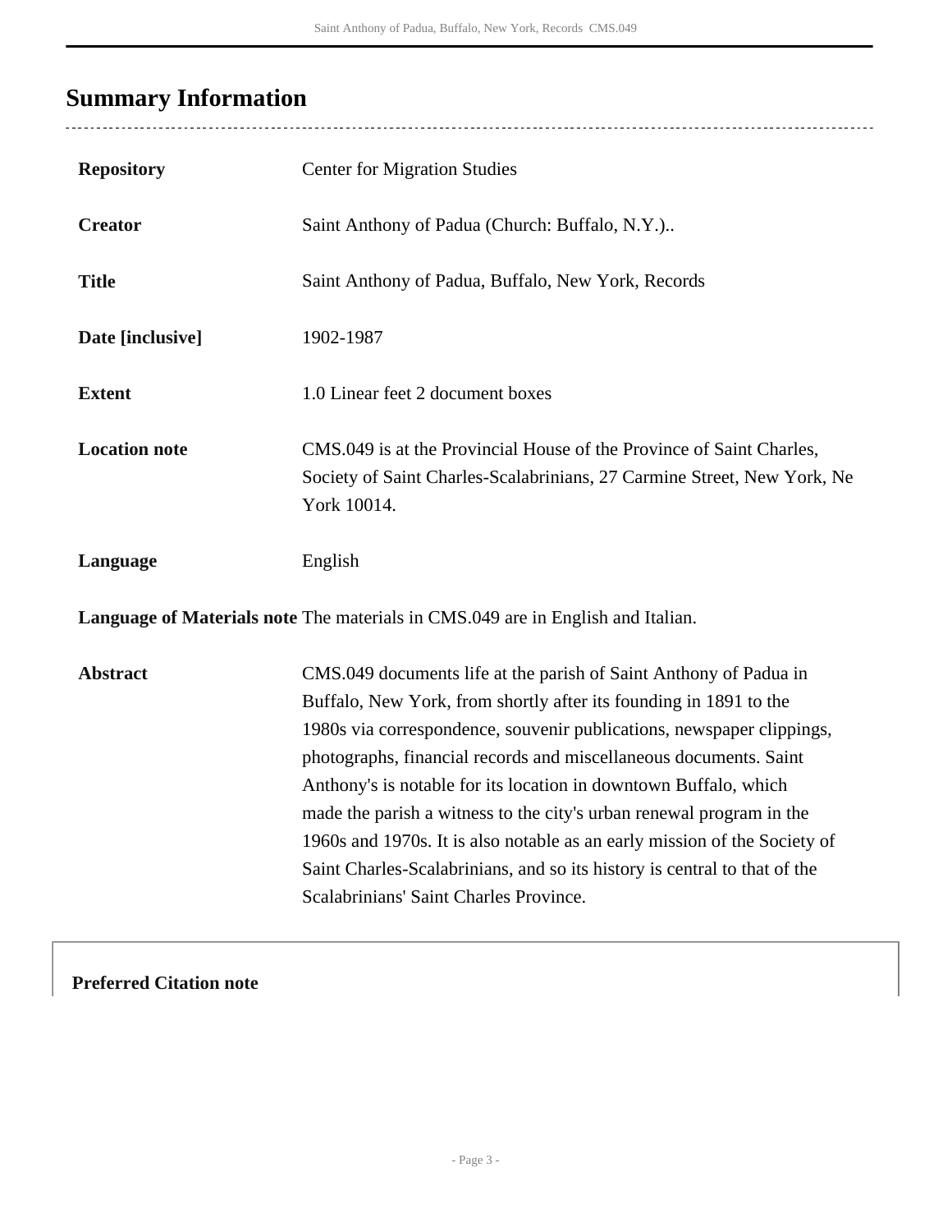## Summary Information

| | |
|---|---|
| **Repository** | Center for Migration Studies |
| **Creator** | Saint Anthony of Padua (Church: Buffalo, N.Y.).. |
| **Title** | Saint Anthony of Padua, Buffalo, New York, Records |
| **Date [inclusive]** | 1902-1987 |
| **Extent** | 1.0 Linear feet 2 document boxes |
| **Location note** | CMS.049 is at the Provincial House of the Province of Saint Charles, Society of Saint Charles-Scalabrinians, 27 Carmine Street, New York, Ne York 10014. |
| **Language** | English |
| **Language of Materials note** | The materials in CMS.049 are in English and Italian. |
| **Abstract** | CMS.049 documents life at the parish of Saint Anthony of Padua in Buffalo, New York, from shortly after its founding in 1891 to the 1980s via correspondence, souvenir publications, newspaper clippings, photographs, financial records and miscellaneous documents. Saint Anthony's is notable for its location in downtown Buffalo, which made the parish a witness to the city's urban renewal program in the 1960s and 1970s. It is also notable as an early mission of the Society of Saint Charles-Scalabrinians, and so its history is central to that of the Scalabrinians' Saint Charles Province. |

**Preferred Citation note**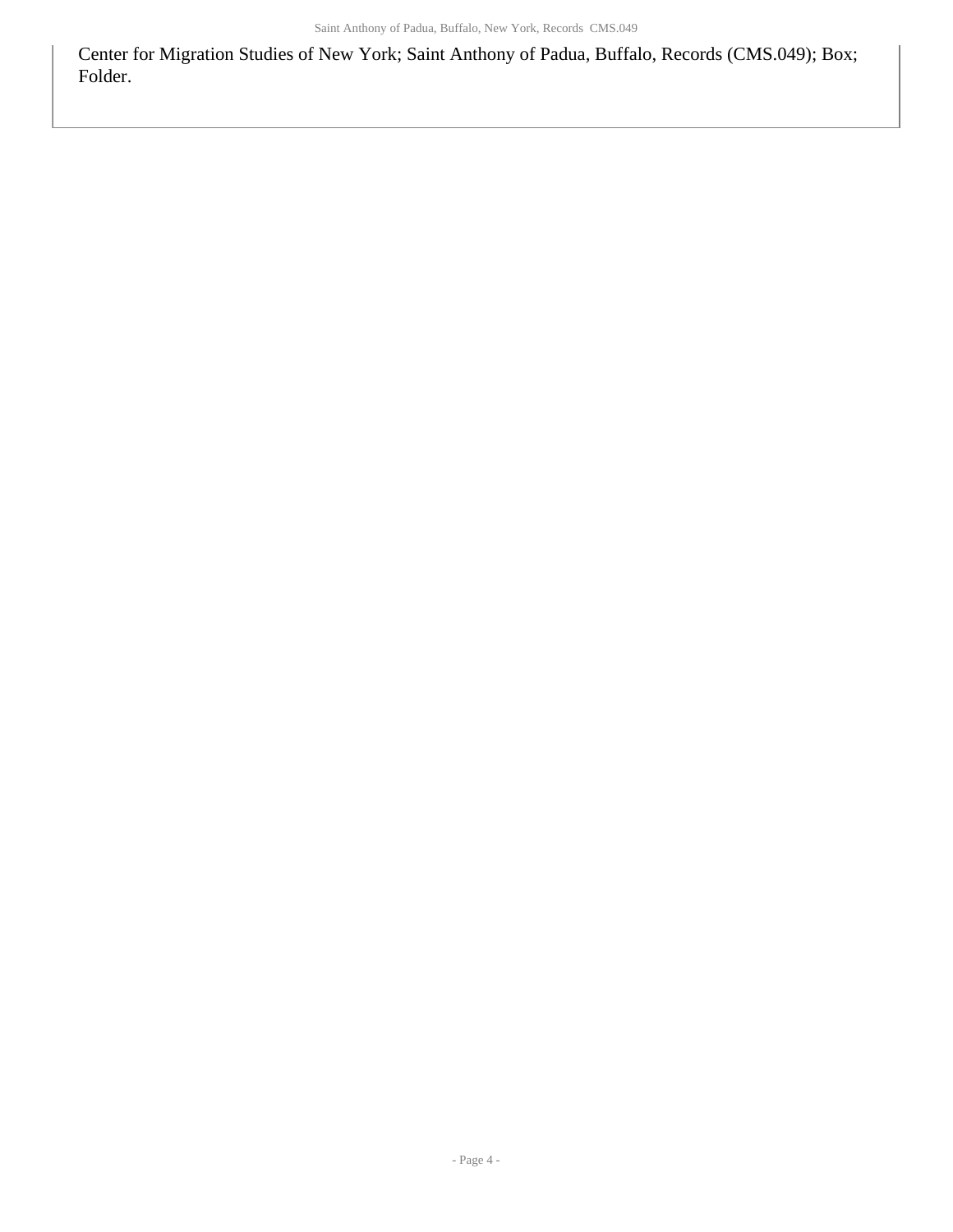Center for Migration Studies of New York; Saint Anthony of Padua, Buffalo, Records (CMS.049); Box; Folder.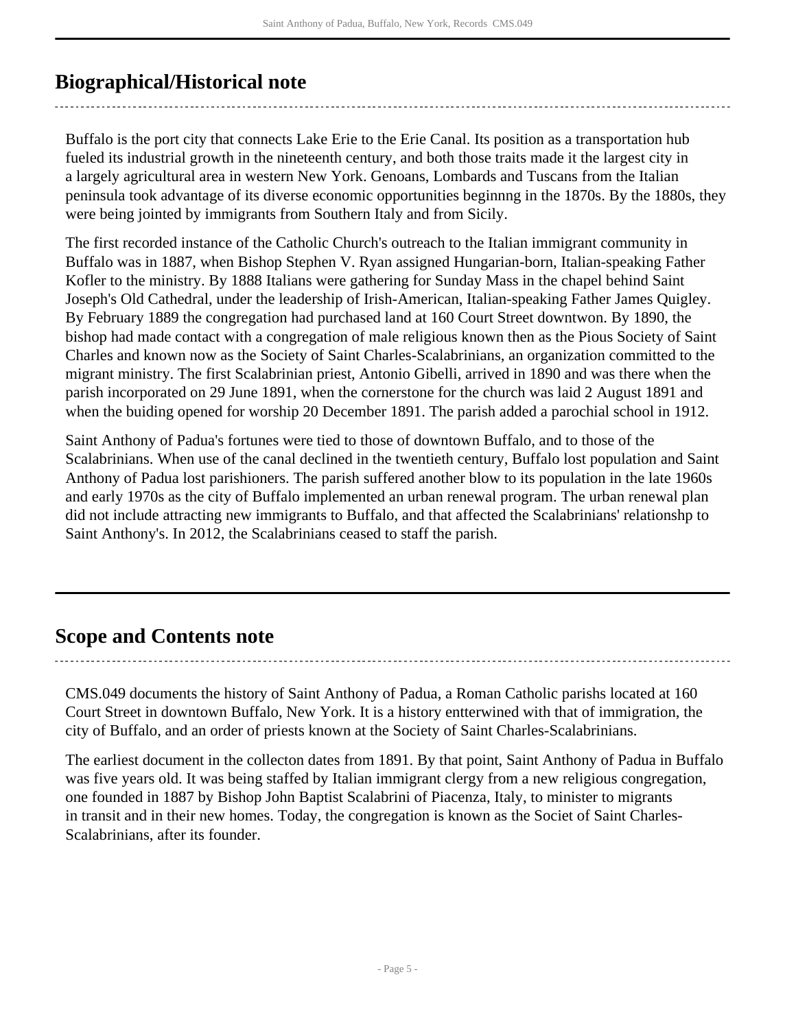## Biographical/Historical note

Buffalo is the port city that connects Lake Erie to the Erie Canal. Its position as a transportation hub fueled its industrial growth in the nineteenth century, and both those traits made it the largest city in a largely agricultural area in western New York. Genoans, Lombards and Tuscans from the Italian peninsula took advantage of its diverse economic opportunities beginnng in the 1870s. By the 1880s, they were being jointed by immigrants from Southern Italy and from Sicily.

The first recorded instance of the Catholic Church's outreach to the Italian immigrant community in Buffalo was in 1887, when Bishop Stephen V. Ryan assigned Hungarian-born, Italian-speaking Father Kofler to the ministry. By 1888 Italians were gathering for Sunday Mass in the chapel behind Saint Joseph's Old Cathedral, under the leadership of Irish-American, Italian-speaking Father James Quigley. By February 1889 the congregation had purchased land at 160 Court Street downtwon. By 1890, the bishop had made contact with a congregation of male religious known then as the Pious Society of Saint Charles and known now as the Society of Saint Charles-Scalabrinians, an organization committed to the migrant ministry. The first Scalabrinian priest, Antonio Gibelli, arrived in 1890 and was there when the parish incorporated on 29 June 1891, when the cornerstone for the church was laid 2 August 1891 and when the buiding opened for worship 20 December 1891. The parish added a parochial school in 1912.

Saint Anthony of Padua's fortunes were tied to those of downtown Buffalo, and to those of the Scalabrinians. When use of the canal declined in the twentieth century, Buffalo lost population and Saint Anthony of Padua lost parishioners. The parish suffered another blow to its population in the late 1960s and early 1970s as the city of Buffalo implemented an urban renewal program. The urban renewal plan did not include attracting new immigrants to Buffalo, and that affected the Scalabrinians' relationshp to Saint Anthony's. In 2012, the Scalabrinians ceased to staff the parish.

## Scope and Contents note

CMS.049 documents the history of Saint Anthony of Padua, a Roman Catholic parishs located at 160 Court Street in downtown Buffalo, New York. It is a history entterwined with that of immigration, the city of Buffalo, and an order of priests known at the Society of Saint Charles-Scalabrinians.

The earliest document in the collecton dates from 1891. By that point, Saint Anthony of Padua in Buffalo was five years old. It was being staffed by Italian immigrant clergy from a new religious congregation, one founded in 1887 by Bishop John Baptist Scalabrini of Piacenza, Italy, to minister to migrants in transit and in their new homes. Today, the congregation is known as the Societ of Saint Charles-Scalabrinians, after its founder.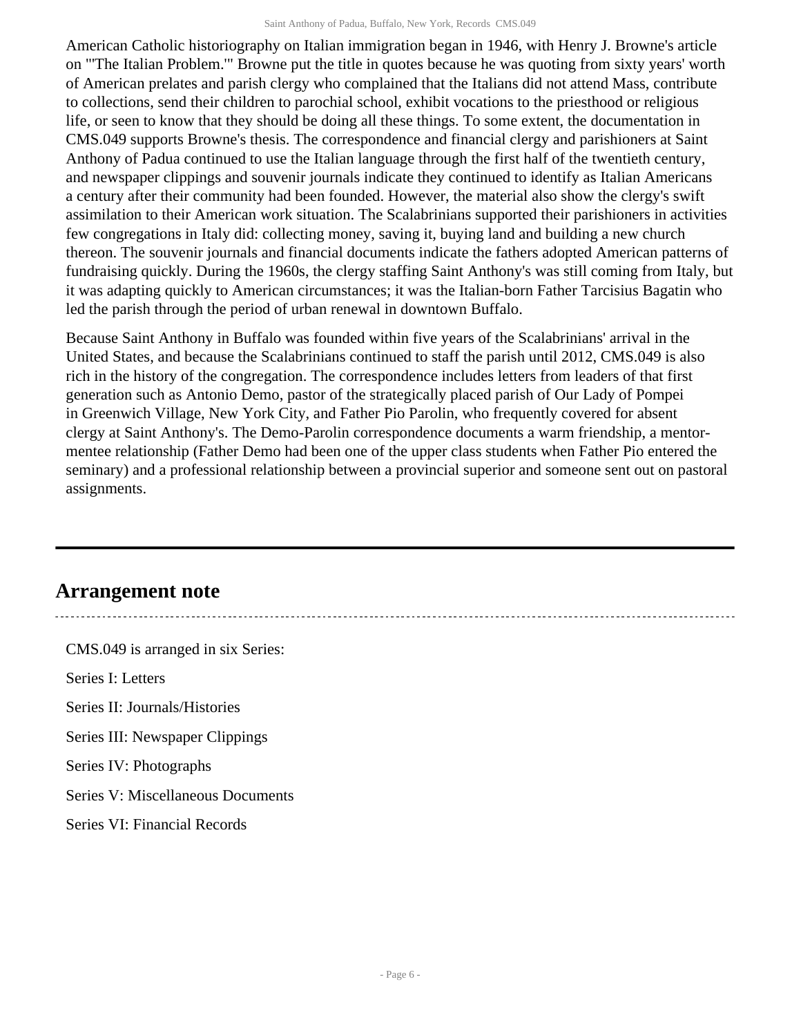American Catholic historiography on Italian immigration began in 1946, with Henry J. Browne's article on "'The Italian Problem.'" Browne put the title in quotes because he was quoting from sixty years' worth of American prelates and parish clergy who complained that the Italians did not attend Mass, contribute to collections, send their children to parochial school, exhibit vocations to the priesthood or religious life, or seen to know that they should be doing all these things. To some extent, the documentation in CMS.049 supports Browne's thesis. The correspondence and financial clergy and parishioners at Saint Anthony of Padua continued to use the Italian language through the first half of the twentieth century, and newspaper clippings and souvenir journals indicate they continued to identify as Italian Americans a century after their community had been founded. However, the material also show the clergy's swift assimilation to their American work situation. The Scalabrinians supported their parishioners in activities few congregations in Italy did: collecting money, saving it, buying land and building a new church thereon. The souvenir journals and financial documents indicate the fathers adopted American patterns of fundraising quickly. During the 1960s, the clergy staffing Saint Anthony's was still coming from Italy, but it was adapting quickly to American circumstances; it was the Italian-born Father Tarcisius Bagatin who led the parish through the period of urban renewal in downtown Buffalo.

Because Saint Anthony in Buffalo was founded within five years of the Scalabrinians' arrival in the United States, and because the Scalabrinians continued to staff the parish until 2012, CMS.049 is also rich in the history of the congregation. The correspondence includes letters from leaders of that first generation such as Antonio Demo, pastor of the strategically placed parish of Our Lady of Pompei in Greenwich Village, New York City, and Father Pio Parolin, who frequently covered for absent clergy at Saint Anthony's. The Demo-Parolin correspondence documents a warm friendship, a mentor-mentee relationship (Father Demo had been one of the upper class students when Father Pio entered the seminary) and a professional relationship between a provincial superior and someone sent out on pastoral assignments.

## Arrangement note

CMS.049 is arranged in six Series:

Series I: Letters

Series II: Journals/Histories

Series III: Newspaper Clippings

Series IV: Photographs

Series V: Miscellaneous Documents

Series VI: Financial Records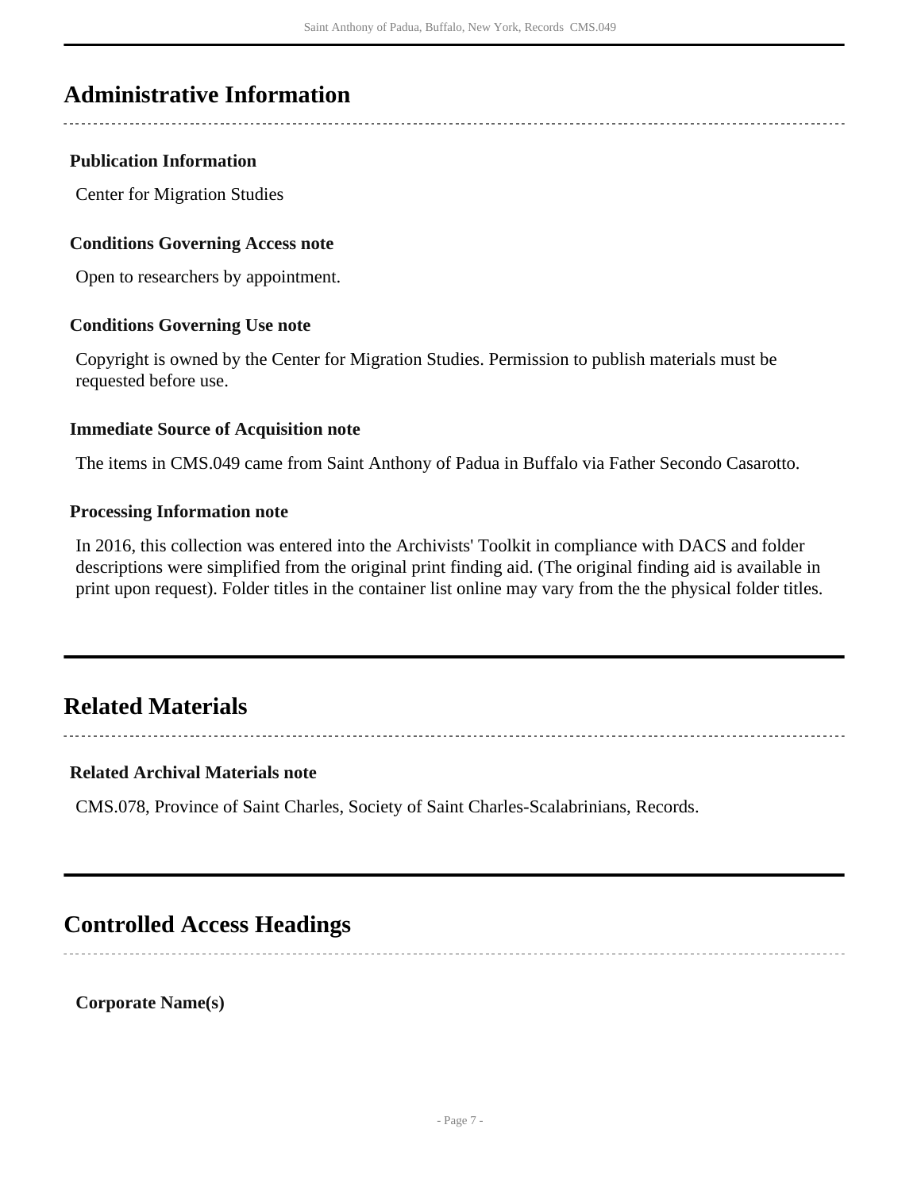## Administrative Information

### Publication Information

Center for Migration Studies

### Conditions Governing Access note

Open to researchers by appointment.

### Conditions Governing Use note

Copyright is owned by the Center for Migration Studies. Permission to publish materials must be requested before use.

### Immediate Source of Acquisition note

The items in CMS.049 came from Saint Anthony of Padua in Buffalo via Father Secondo Casarotto.

### Processing Information note

In 2016, this collection was entered into the Archivists' Toolkit in compliance with DACS and folder descriptions were simplified from the original print finding aid. (The original finding aid is available in print upon request). Folder titles in the container list online may vary from the the physical folder titles.

## Related Materials

### Related Archival Materials note

CMS.078, Province of Saint Charles, Society of Saint Charles-Scalabrinians, Records.

## Controlled Access Headings

**Corporate Name(s)**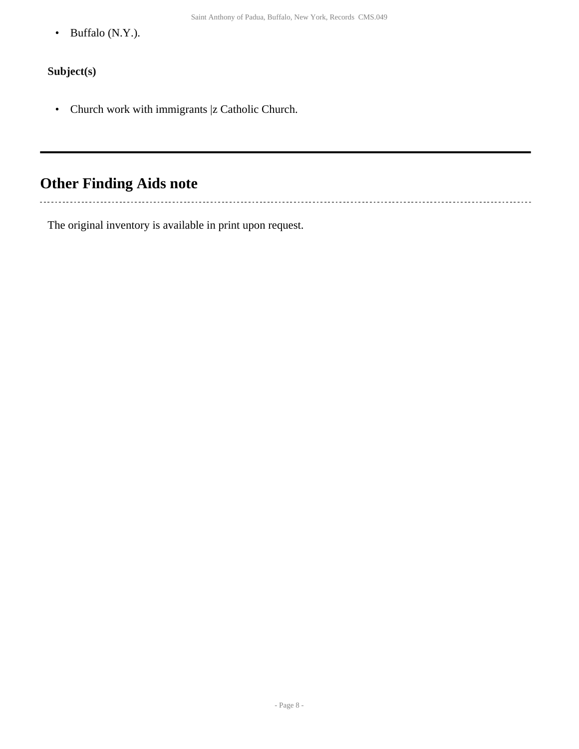- Buffalo (N.Y.).

**Subject(s)**

- Church work with immigrants |z Catholic Church.

## Other Finding Aids note

The original inventory is available in print upon request.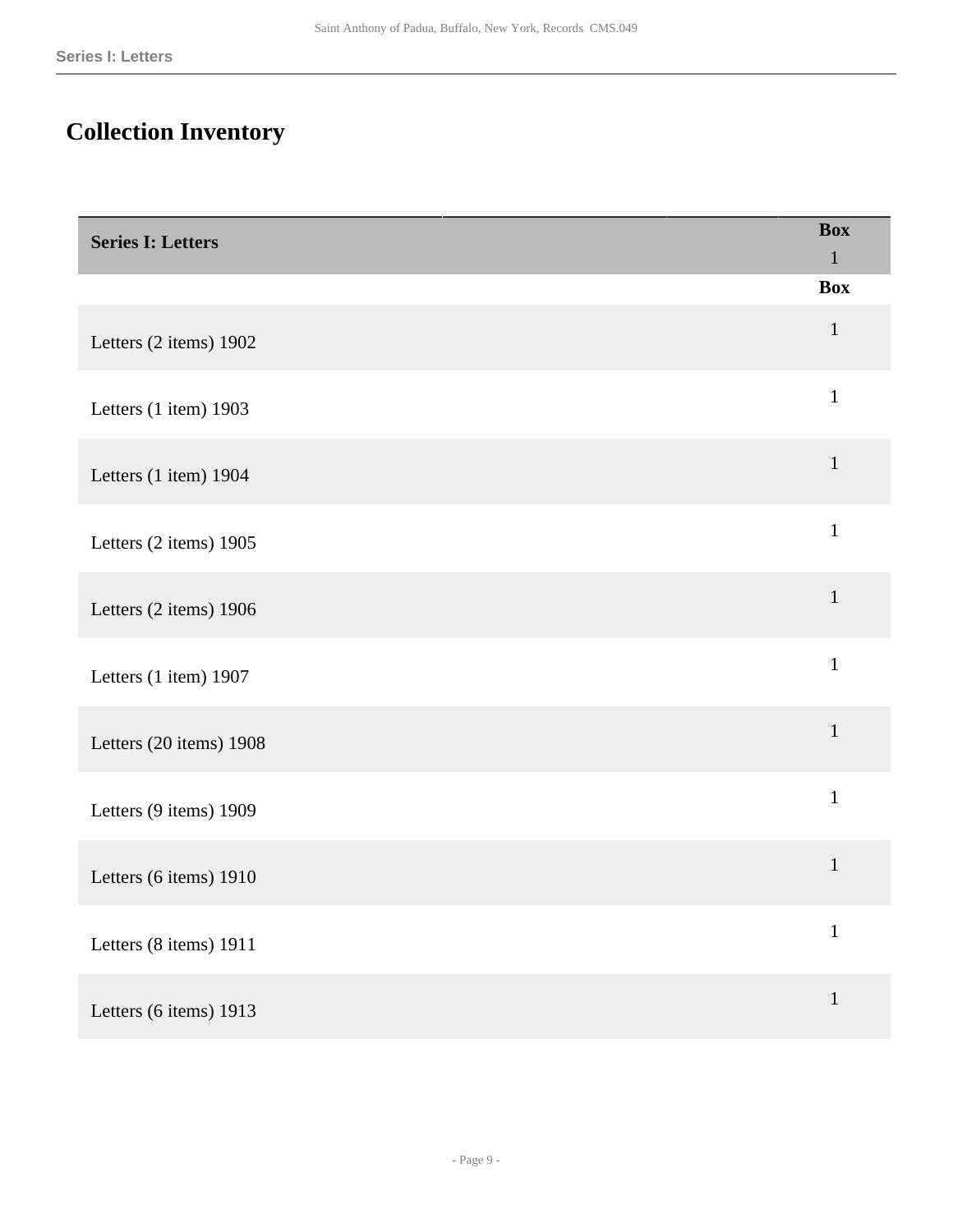# Collection Inventory

| Series I: Letters | Box 1 |
| --- | --- |
| | **Box** |
| Letters (2 items) 1902 | 1 |
| Letters (1 item) 1903 | 1 |
| Letters (1 item) 1904 | 1 |
| Letters (2 items) 1905 | 1 |
| Letters (2 items) 1906 | 1 |
| Letters (1 item) 1907 | 1 |
| Letters (20 items) 1908 | 1 |
| Letters (9 items) 1909 | 1 |
| Letters (6 items) 1910 | 1 |
| Letters (8 items) 1911 | 1 |
| Letters (6 items) 1913 | 1 |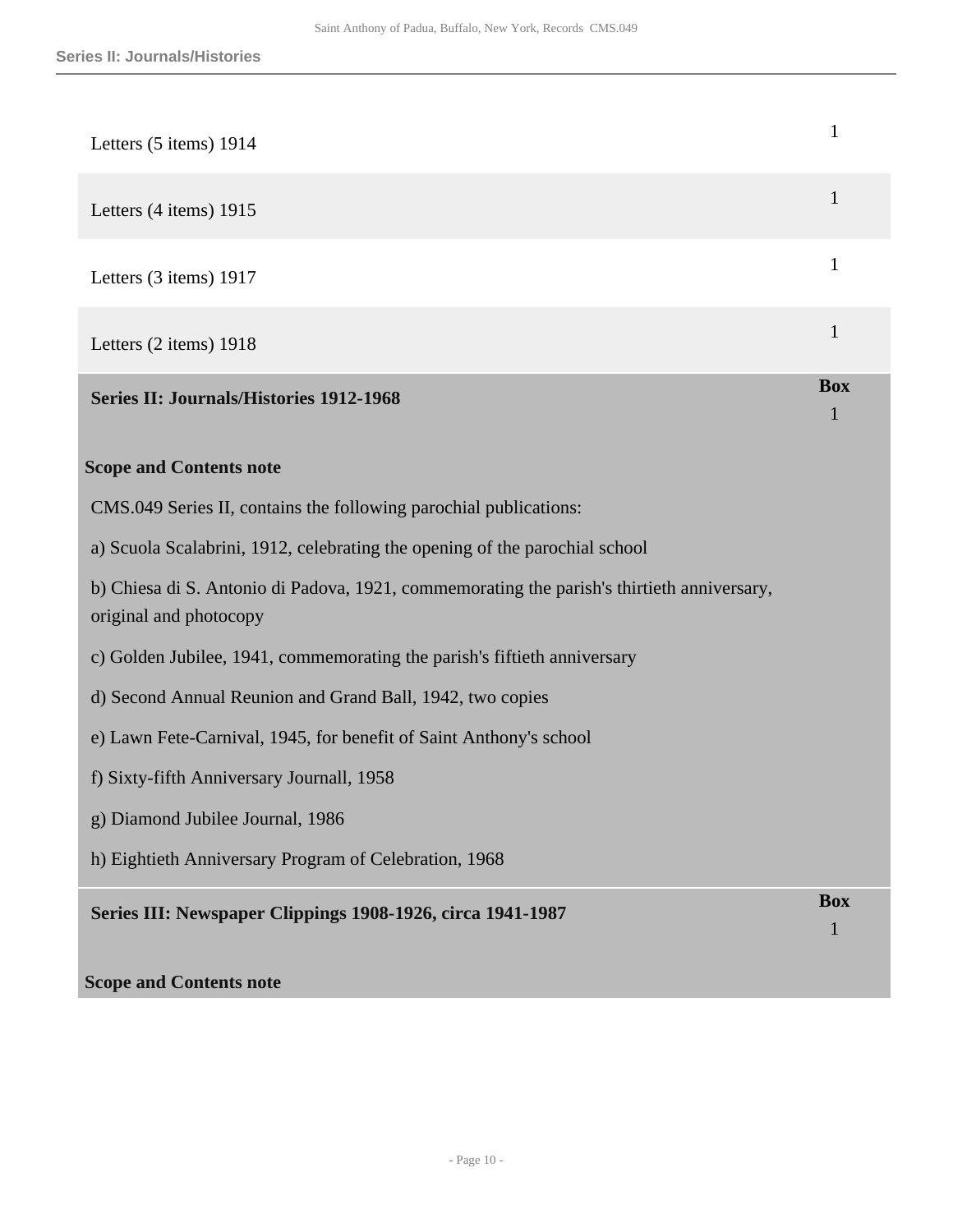| | |
|---|---|
| Letters (5 items) 1914 | 1 |
| Letters (4 items) 1915 | 1 |
| Letters (3 items) 1917 | 1 |
| Letters (2 items) 1918 | 1 |

## Series II: Journals/Histories 1912-1968

**Box** 1

**Scope and Contents note**

CMS.049 Series II, contains the following parochial publications:

a) Scuola Scalabrini, 1912, celebrating the opening of the parochial school

b) Chiesa di S. Antonio di Padova, 1921, commemorating the parish's thirtieth anniversary, original and photocopy

c) Golden Jubilee, 1941, commemorating the parish's fiftieth anniversary

d) Second Annual Reunion and Grand Ball, 1942, two copies

e) Lawn Fete-Carnival, 1945, for benefit of Saint Anthony's school

f) Sixty-fifth Anniversary Journall, 1958

g) Diamond Jubilee Journal, 1986

h) Eightieth Anniversary Program of Celebration, 1968

## Series III: Newspaper Clippings 1908-1926, circa 1941-1987

**Box** 1

**Scope and Contents note**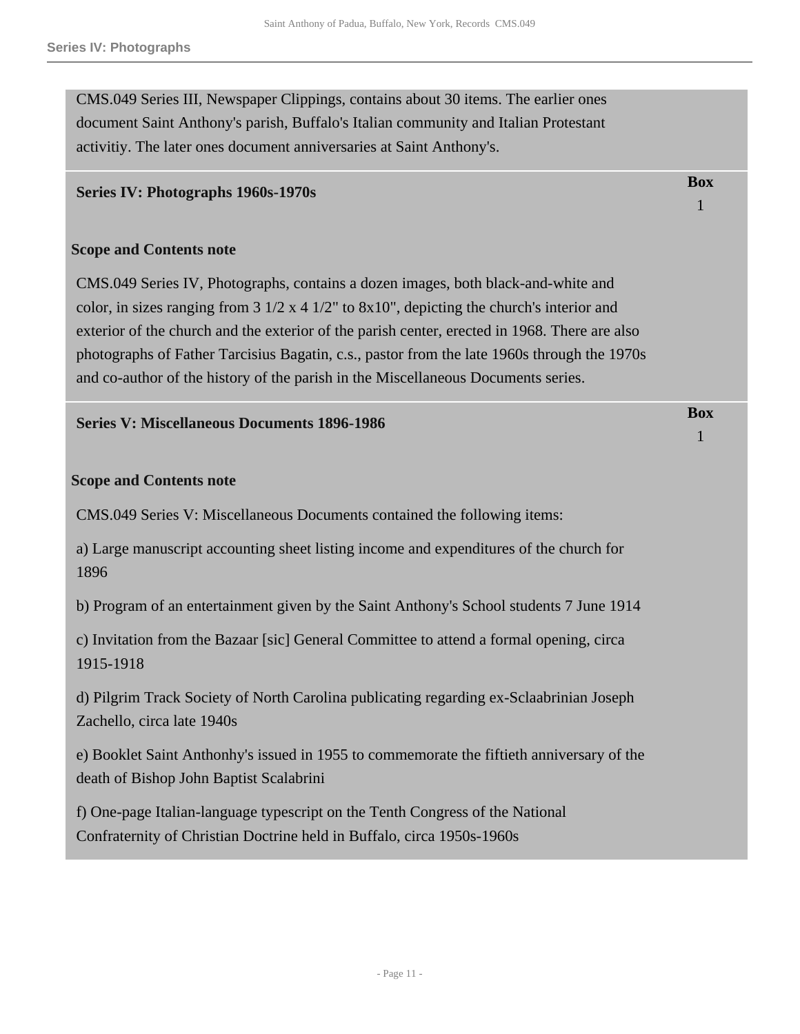CMS.049 Series III, Newspaper Clippings, contains about 30 items. The earlier ones document Saint Anthony's parish, Buffalo's Italian community and Italian Protestant activitiy. The later ones document anniversaries at Saint Anthony's.

## Series IV: Photographs 1960s-1970s

**Box** 1

### Scope and Contents note

CMS.049 Series IV, Photographs, contains a dozen images, both black-and-white and color, in sizes ranging from 3 1/2 x 4 1/2" to 8x10", depicting the church's interior and exterior of the church and the exterior of the parish center, erected in 1968. There are also photographs of Father Tarcisius Bagatin, c.s., pastor from the late 1960s through the 1970s and co-author of the history of the parish in the Miscellaneous Documents series.

## Series V: Miscellaneous Documents 1896-1986

**Box** 1

### Scope and Contents note

CMS.049 Series V: Miscellaneous Documents contained the following items:

a) Large manuscript accounting sheet listing income and expenditures of the church for 1896

b) Program of an entertainment given by the Saint Anthony's School students 7 June 1914

c) Invitation from the Bazaar [sic] General Committee to attend a formal opening, circa 1915-1918

d) Pilgrim Track Society of North Carolina publicating regarding ex-Sclaabrinian Joseph Zachello, circa late 1940s

e) Booklet Saint Anthonhy's issued in 1955 to commemorate the fiftieth anniversary of the death of Bishop John Baptist Scalabrini

f) One-page Italian-language typescript on the Tenth Congress of the National Confraternity of Christian Doctrine held in Buffalo, circa 1950s-1960s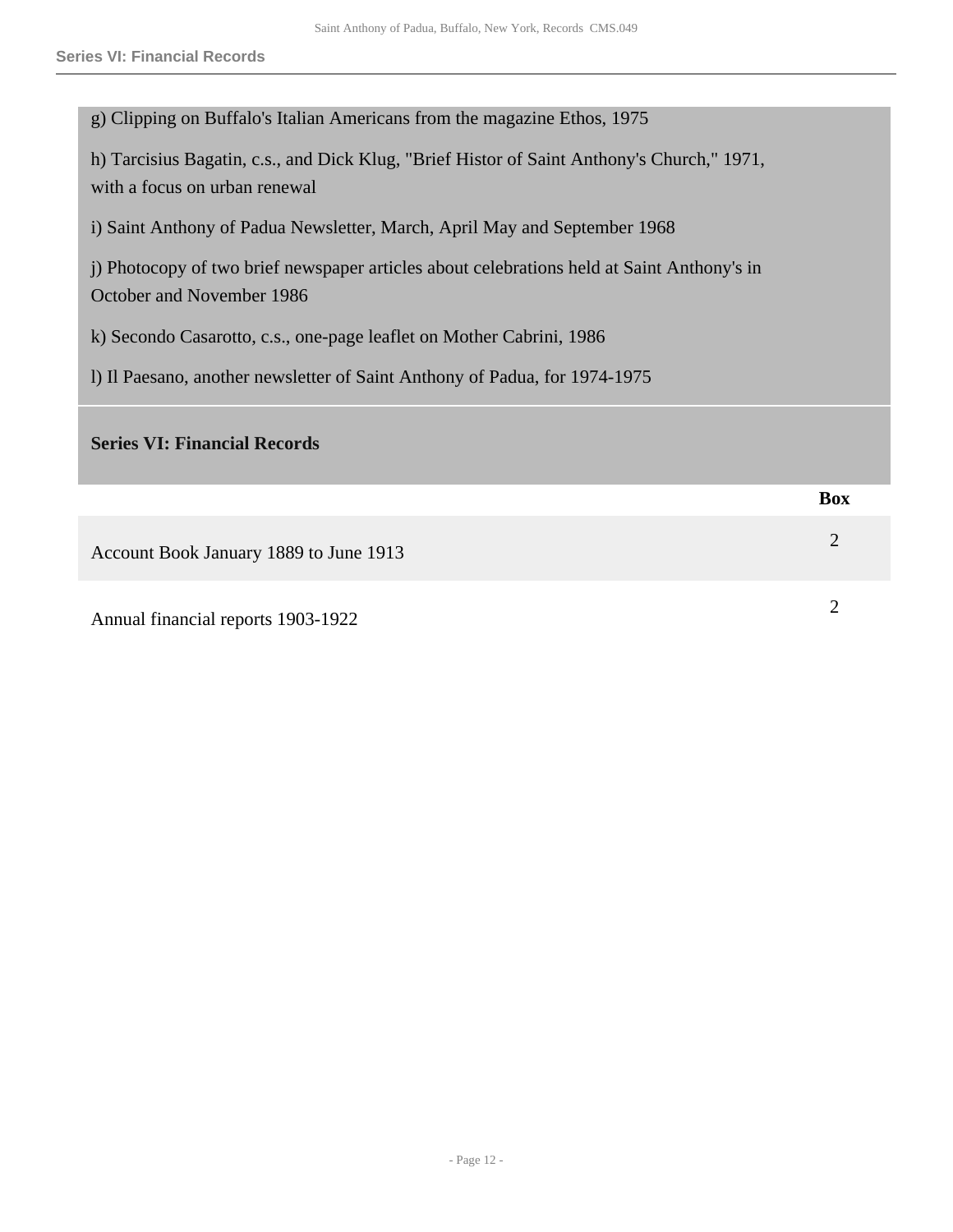g) Clipping on Buffalo's Italian Americans from the magazine Ethos, 1975

h) Tarcisius Bagatin, c.s., and Dick Klug, "Brief Histor of Saint Anthony's Church," 1971, with a focus on urban renewal

i) Saint Anthony of Padua Newsletter, March, April May and September 1968

j) Photocopy of two brief newspaper articles about celebrations held at Saint Anthony's in October and November 1986

k) Secondo Casarotto, c.s., one-page leaflet on Mother Cabrini, 1986

l) Il Paesano, another newsletter of Saint Anthony of Padua, for 1974-1975

## Series VI: Financial Records

| | Box |
|---|---|
| Account Book January 1889 to June 1913 | 2 |
| Annual financial reports 1903-1922 | 2 |